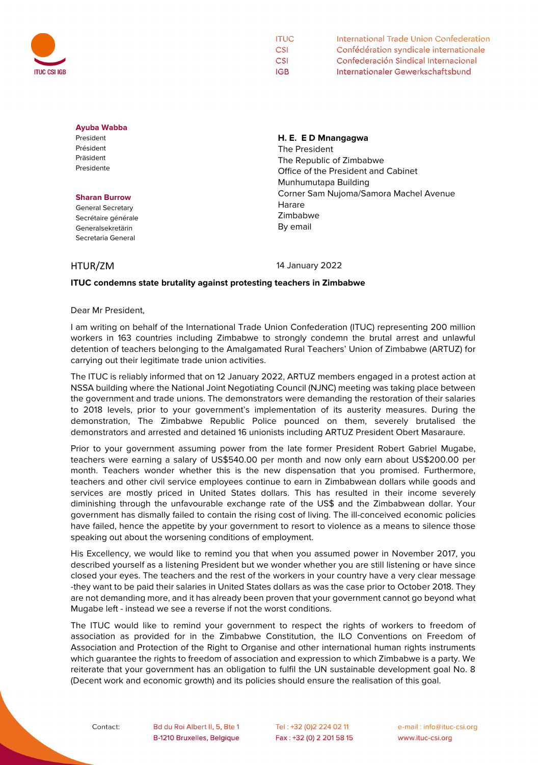ITUC International Trade Union Confederation
CSI Confédération syndicale internationale
CSI Confederación Sindical Internacional
IGB Internationaler Gewerkschaftsbund

**Ayuba Wabba**
President
Président
Präsident
Presidente

**Sharan Burrow**
General Secretary
Secrétaire générale
Generalsekretärin
Secretaria General

**H. E. E D Mnangagwa**
The President
The Republic of Zimbabwe
Office of the President and Cabinet
Munhumutapa Building
Corner Sam Nujoma/Samora Machel Avenue
Harare
Zimbabwe
By email

HTUR/ZM

14 January 2022

**ITUC condemns state brutality against protesting teachers in Zimbabwe**

Dear Mr President,

I am writing on behalf of the International Trade Union Confederation (ITUC) representing 200 million workers in 163 countries including Zimbabwe to strongly condemn the brutal arrest and unlawful detention of teachers belonging to the Amalgamated Rural Teachers' Union of Zimbabwe (ARTUZ) for carrying out their legitimate trade union activities.

The ITUC is reliably informed that on 12 January 2022, ARTUZ members engaged in a protest action at NSSA building where the National Joint Negotiating Council (NJNC) meeting was taking place between the government and trade unions. The demonstrators were demanding the restoration of their salaries to 2018 levels, prior to your government's implementation of its austerity measures. During the demonstration, The Zimbabwe Republic Police pounced on them, severely brutalised the demonstrators and arrested and detained 16 unionists including ARTUZ President Obert Masaraure.

Prior to your government assuming power from the late former President Robert Gabriel Mugabe, teachers were earning a salary of US$540.00 per month and now only earn about US$200.00 per month. Teachers wonder whether this is the new dispensation that you promised. Furthermore, teachers and other civil service employees continue to earn in Zimbabwean dollars while goods and services are mostly priced in United States dollars. This has resulted in their income severely diminishing through the unfavourable exchange rate of the US$ and the Zimbabwean dollar. Your government has dismally failed to contain the rising cost of living. The ill-conceived economic policies have failed, hence the appetite by your government to resort to violence as a means to silence those speaking out about the worsening conditions of employment.

His Excellency, we would like to remind you that when you assumed power in November 2017, you described yourself as a listening President but we wonder whether you are still listening or have since closed your eyes. The teachers and the rest of the workers in your country have a very clear message -they want to be paid their salaries in United States dollars as was the case prior to October 2018. They are not demanding more, and it has already been proven that your government cannot go beyond what Mugabe left - instead we see a reverse if not the worst conditions.

The ITUC would like to remind your government to respect the rights of workers to freedom of association as provided for in the Zimbabwe Constitution, the ILO Conventions on Freedom of Association and Protection of the Right to Organise and other international human rights instruments which guarantee the rights to freedom of association and expression to which Zimbabwe is a party. We reiterate that your government has an obligation to fulfil the UN sustainable development goal No. 8 (Decent work and economic growth) and its policies should ensure the realisation of this goal.

Contact: Bd du Roi Albert II, 5, Bte 1 B-1210 Bruxelles, Belgique | Tel : +32 (0)2 224 02 11 Fax : +32 (0) 2 201 58 15 | e-mail : info@ituc-csi.org www.ituc-csi.org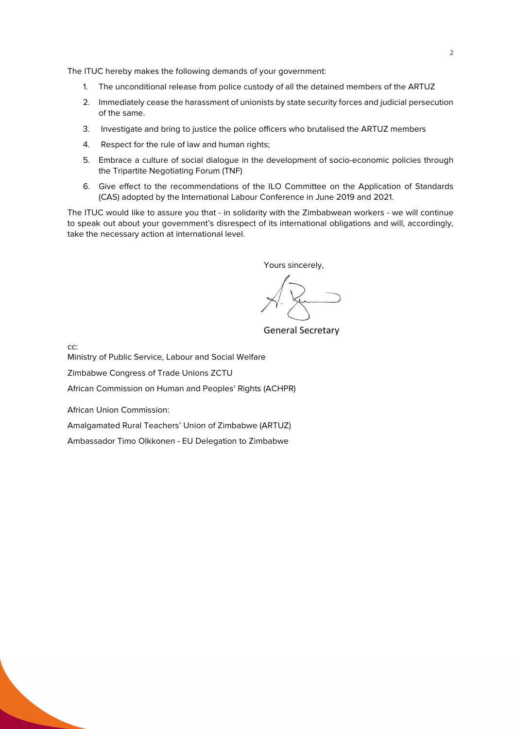The ITUC hereby makes the following demands of your government:

1. The unconditional release from police custody of all the detained members of the ARTUZ
2. Immediately cease the harassment of unionists by state security forces and judicial persecution of the same.
3. Investigate and bring to justice the police officers who brutalised the ARTUZ members
4. Respect for the rule of law and human rights;
5. Embrace a culture of social dialogue in the development of socio-economic policies through the Tripartite Negotiating Forum (TNF)
6. Give effect to the recommendations of the ILO Committee on the Application of Standards (CAS) adopted by the International Labour Conference in June 2019 and 2021.

The ITUC would like to assure you that - in solidarity with the Zimbabwean workers - we will continue to speak out about your government's disrespect of its international obligations and will, accordingly, take the necessary action at international level.

Yours sincerely,

General Secretary

cc:

Ministry of Public Service, Labour and Social Welfare

Zimbabwe Congress of Trade Unions ZCTU

African Commission on Human and Peoples' Rights (ACHPR)

African Union Commission:

Amalgamated Rural Teachers' Union of Zimbabwe (ARTUZ)

Ambassador Timo Olkkonen - EU Delegation to Zimbabwe